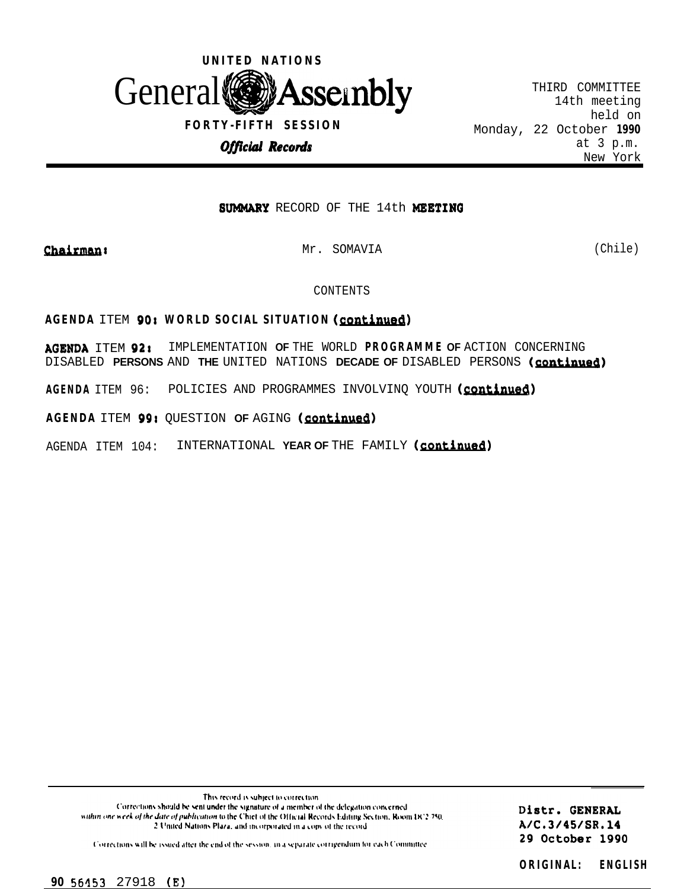UNITED NATIONS

# General Assembly

FORTY-FIFTH SESSION

*Official Records*

THIRD COMMITTEE
14th meeting
held on
Monday, 22 October 1990
at 3 p.m.
New York

## SUMMARY RECORD OF THE 14th MEETING

Chairman: Mr. SOMAVIA (Chile)

CONTENTS

AGENDA ITEM 90: WORLD SOCIAL SITUATION (*continued*)

AGENDA ITEM 92: IMPLEMENTATION OF THE WORLD PROGRAMME OF ACTION CONCERNING DISABLED PERSONS AND THE UNITED NATIONS DECADE OF DISABLED PERSONS (*continued*)

AGENDA ITEM 96: POLICIES AND PROGRAMMES INVOLVING YOUTH (*continued*)

AGENDA ITEM 99: QUESTION OF AGING (*continued*)

AGENDA ITEM 104: INTERNATIONAL YEAR OF THE FAMILY (*continued*)

This record is subject to correction.
Corrections should be sent under the signature of a member of the delegation concerned *within one week of the date of publication* to the Chief of the Official Records Editing Section, Room DC2-750, 2 United Nations Plaza, and incorporated in a copy of the record.

Corrections will be issued after the end of the session, in a separate corrigendum for each Committee.

Distr. GENERAL
A/C.3/45/SR.14
29 October 1990

ORIGINAL: ENGLISH

90 56453 27918 (E)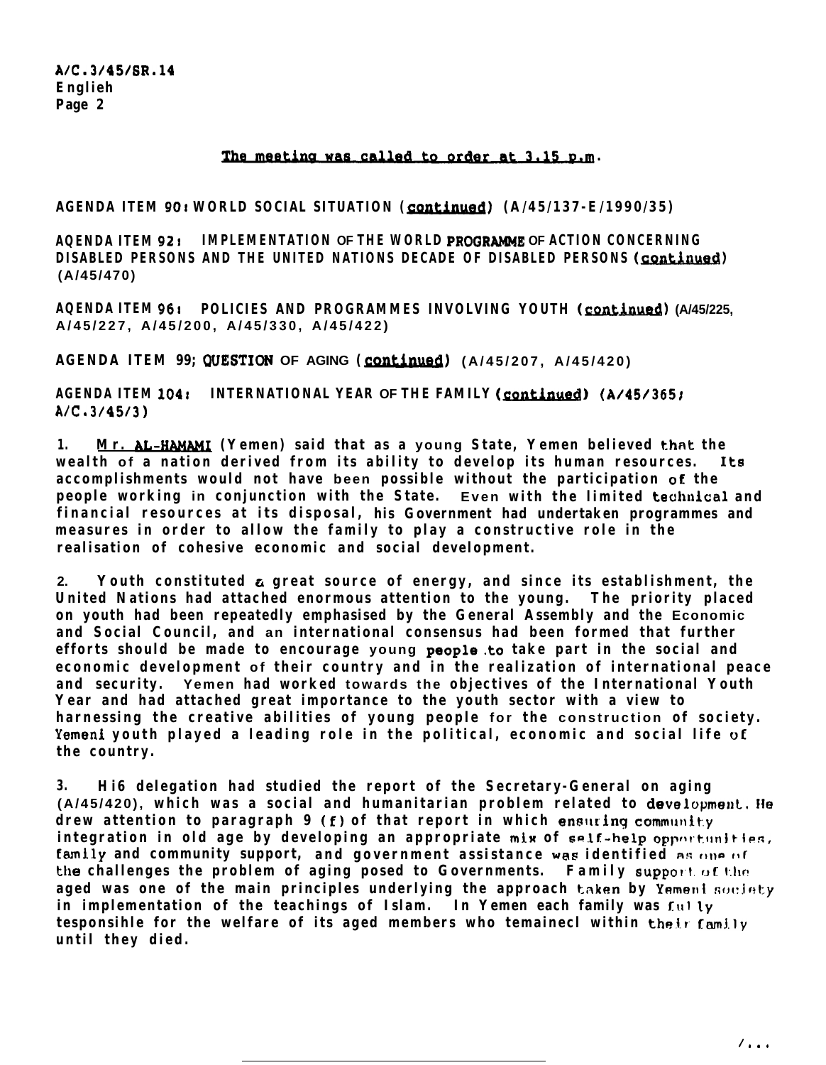The meeting was called to order at 3.15 p.m.

AGENDA ITEM 90: WORLD SOCIAL SITUATION (continued) (A/45/137-E/1990/35)

AGENDA ITEM 92: IMPLEMENTATION OF THE WORLD PROGRAMME OF ACTION CONCERNING DISABLED PERSONS AND THE UNITED NATIONS DECADE OF DISABLED PERSONS (continued) (A/45/470)

AGENDA ITEM 96: POLICIES AND PROGRAMMES INVOLVING YOUTH (continued) (A/45/225, A/45/227, A/45/200, A/45/330, A/45/422)

AGENDA ITEM 99: QUESTION OF AGING (continued) (A/45/207, A/45/420)

AGENDA ITEM 104: INTERNATIONAL YEAR OF THE FAMILY (continued) (A/45/365; A/C.3/45/3)

1. Mr. AL-HAMAMI (Yemen) said that as a young State, Yemen believed that the wealth of a nation derived from its ability to develop its human resources. Its accomplishments would not have been possible without the participation of the people working in conjunction with the State. Even with the limited technical and financial resources at its disposal, his Government had undertaken programmes and measures in order to allow the family to play a constructive role in the realisation of cohesive economic and social development.

2. Youth constituted a great source of energy, and since its establishment, the United Nations had attached enormous attention to the young. The priority placed on youth had been repeatedly emphasised by the General Assembly and the Economic and Social Council, and an international consensus had been formed that further efforts should be made to encourage young people to take part in the social and economic development of their country and in the realization of international peace and security. Yemen had worked towards the objectives of the International Youth Year and had attached great importance to the youth sector with a view to harnessing the creative abilities of young people for the construction of society. Yemeni youth played a leading role in the political, economic and social life of the country.

3. His delegation had studied the report of the Secretary-General on aging (A/45/420), which was a social and humanitarian problem related to development. He drew attention to paragraph 9 (f) of that report in which ensuring community integration in old age by developing an appropriate mix of self-help opportunities, family and community support, and government assistance was identified as one of the challenges the problem of aging posed to Governments. Family support of the aged was one of the main principles underlying the approach taken by Yemeni society in implementation of the teachings of Islam. In Yemen each family was fully responsible for the welfare of its aged members who remained within their family until they died.

/...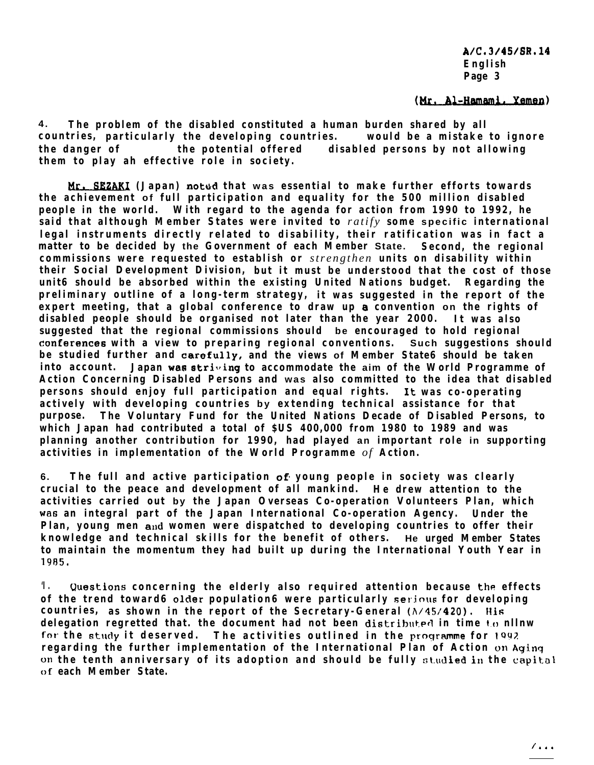(Mr. Al-Hamami, Yemen)

4. The problem of the disabled constituted a human burden shared by all countries, particularly the developing countries. would be a mistake to ignore the danger of the potential offered disabled persons by not allowing them to play ah effective role in society.

Mr. SEZAKI (Japan) noted that was essential to make further efforts towards the achievement of full participation and equality for the 500 million disabled people in the world. With regard to the agenda for action from 1990 to 1992, he said that although Member States were invited to *ratify* some specific international legal instruments directly related to disability, their ratification was in fact a matter to be decided by the Government of each Member State. Second, the regional commissions were requested to establish or *strengthen* units on disability within their Social Development Division, but it must be understood that the cost of those unit6 should be absorbed within the existing United Nations budget. Regarding the preliminary outline of a long-term strategy, it was suggested in the report of the expert meeting, that a global conference to draw up a convention on the rights of disabled people should be organised not later than the year 2000. It was also suggested that the regional commissions should be encouraged to hold regional conferences with a view to preparing regional conventions. Such suggestions should be studied further and carefully, and the views of Member State6 should be taken into account. Japan was striving to accommodate the aim of the World Programme of Action Concerning Disabled Persons and was also committed to the idea that disabled persons should enjoy full participation and equal rights. It was co-operating actively with developing countries by extending technical assistance for that purpose. The Voluntary Fund for the United Nations Decade of Disabled Persons, to which Japan had contributed a total of $US 400,000 from 1980 to 1989 and was planning another contribution for 1990, had played an important role in supporting activities in implementation of the World Programme *of* Action.

6. The full and active participation of young people in society was clearly crucial to the peace and development of all mankind. He drew attention to the activities carried out by the Japan Overseas Co-operation Volunteers Plan, which was an integral part of the Japan International Co-operation Agency. Under the Plan, young men and women were dispatched to developing countries to offer their knowledge and technical skills for the benefit of others. He urged Member States to maintain the momentum they had built up during the International Youth Year in 1985.

7. Questions concerning the elderly also required attention because the effects of the trend toward6 older population6 were particularly serious for developing countries, as shown in the report of the Secretary-General (A/45/420). His delegation regretted that. the document had not been distributed in time to allow for the study it deserved. The activities outlined in the programme for 1992 regarding the further implementation of the International Plan of Action on Aging on the tenth anniversary of its adoption and should be fully studied in the capital of each Member State.

/...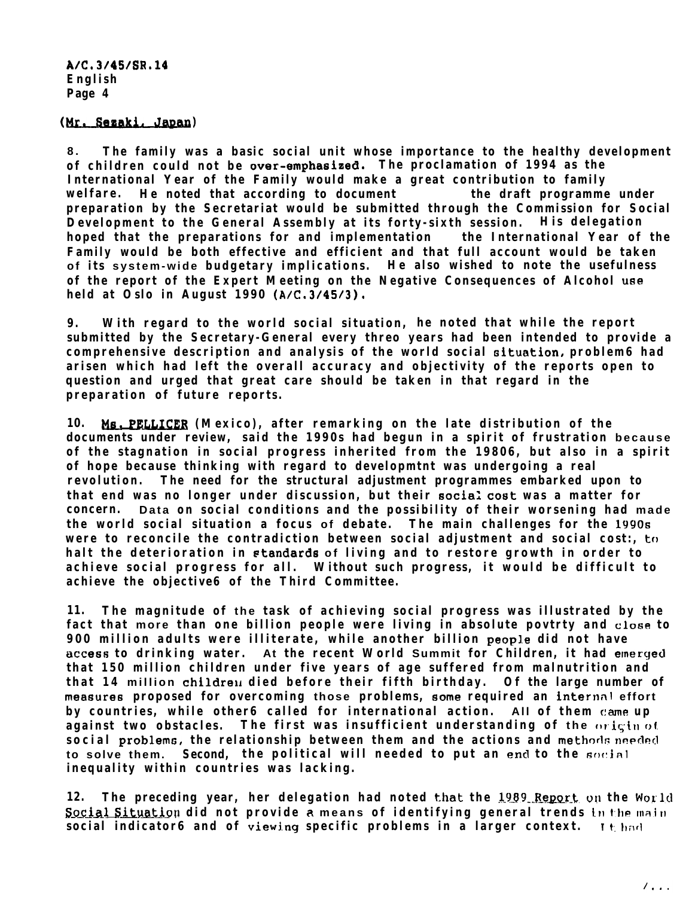(Mr. Sezaki, Japan)

8. The family was a basic social unit whose importance to the healthy development of children could not be over-emphasized. The proclamation of 1994 as the International Year of the Family would make a great contribution to family welfare. He noted that according to document the draft programme under preparation by the Secretariat would be submitted through the Commission for Social Development to the General Assembly at its forty-sixth session. His delegation hoped that the preparations for and implementation the International Year of the Family would be both effective and efficient and that full account would be taken of its system-wide budgetary implications. He also wished to note the usefulness of the report of the Expert Meeting on the Negative Consequences of Alcohol use held at Oslo in August 1990 (A/C.3/45/3).

9. With regard to the world social situation, he noted that while the report submitted by the Secretary-General every threo years had been intended to provide a comprehensive description and analysis of the world social situation, problem6 had arisen which had left the overall accuracy and objectivity of the reports open to question and urged that great care should be taken in that regard in the preparation of future reports.

10. Ms. PELLICER (Mexico), after remarking on the late distribution of the documents under review, said the 1990s had begun in a spirit of frustration because of the stagnation in social progress inherited from the 19806, but also in a spirit of hope because thinking with regard to developmtnt was undergoing a real revolution. The need for the structural adjustment programmes embarked upon to that end was no longer under discussion, but their social cost was a matter for concern. Data on social conditions and the possibility of their worsening had made the world social situation a focus of debate. The main challenges for the 1990s were to reconcile the contradiction between social adjustment and social cost:, to halt the deterioration in standards of living and to restore growth in order to achieve social progress for all. Without such progress, it would be difficult to achieve the objective6 of the Third Committee.

11. The magnitude of the task of achieving social progress was illustrated by the fact that more than one billion people were living in absolute povtrty and close to 900 million adults were illiterate, while another billion people did not have access to drinking water. At the recent World Summit for Children, it had emerged that 150 million children under five years of age suffered from malnutrition and that 14 million children died before their fifth birthday. Of the large number of measures proposed for overcoming those problems, some required an internal effort by countries, while other6 called for international action. All of them came up against two obstacles. The first was insufficient understanding of the origin of social problems, the relationship between them and the actions and methods needed to solve them. Second, the political will needed to put an end to the social inequality within countries was lacking.

12. The preceding year, her delegation had noted that the 1989 Report on the World Social Situation did not provide a means of identifying general trends in the main social indicator6 and of viewing specific problems in a larger context. It had

/...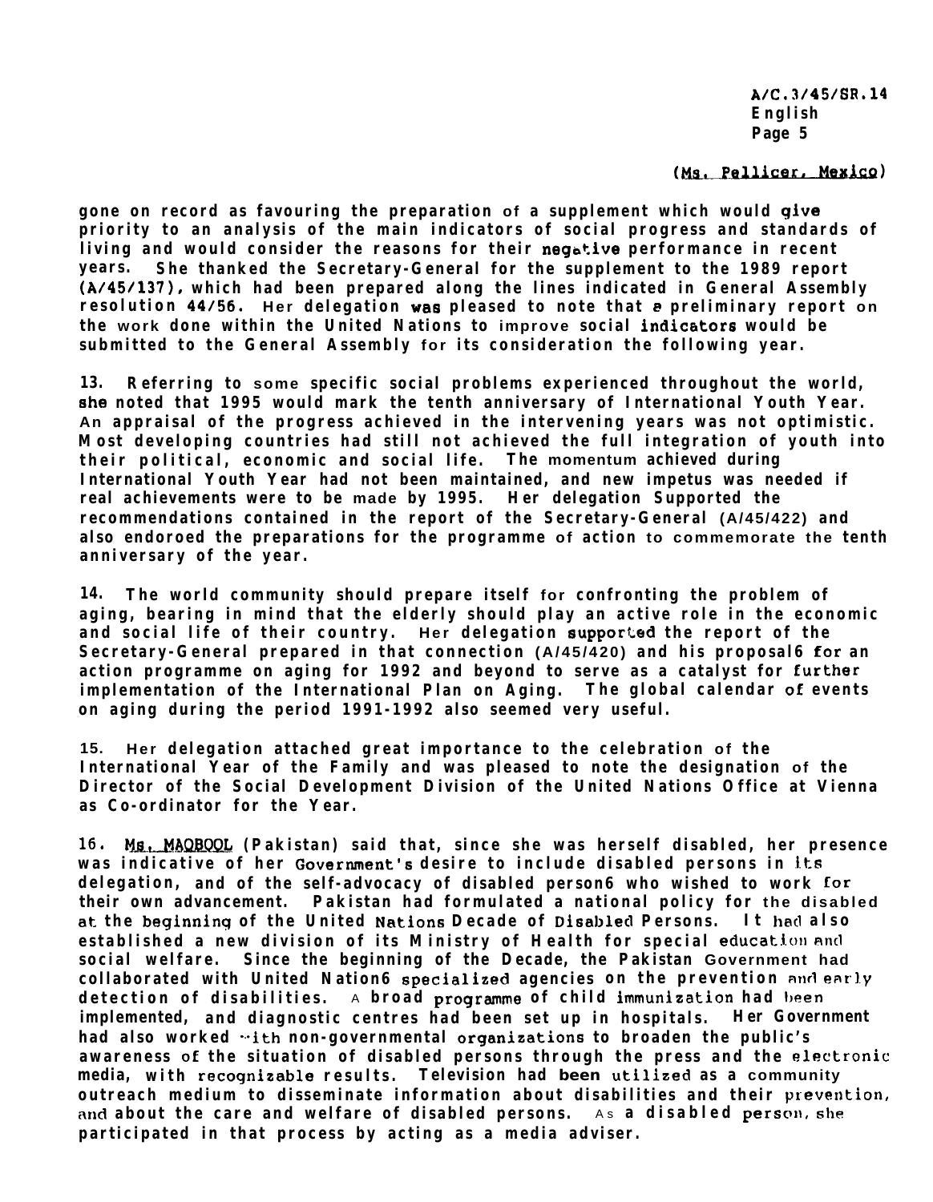(Ms. Pellicer, Mexico)

gone on record as favouring the preparation of a supplement which would give priority to an analysis of the main indicators of social progress and standards of living and would consider the reasons for their negative performance in recent years. She thanked the Secretary-General for the supplement to the 1989 report (A/45/137), which had been prepared along the lines indicated in General Assembly resolution 44/56. Her delegation was pleased to note that a preliminary report on the work done within the United Nations to improve social indicators would be submitted to the General Assembly for its consideration the following year.

13. Referring to some specific social problems experienced throughout the world, she noted that 1995 would mark the tenth anniversary of International Youth Year. An appraisal of the progress achieved in the intervening years was not optimistic. Most developing countries had still not achieved the full integration of youth into their political, economic and social life. The momentum achieved during International Youth Year had not been maintained, and new impetus was needed if real achievements were to be made by 1995. Her delegation Supported the recommendations contained in the report of the Secretary-General (A/45/422) and also endoroed the preparations for the programme of action to commemorate the tenth anniversary of the year.

14. The world community should prepare itself for confronting the problem of aging, bearing in mind that the elderly should play an active role in the economic and social life of their country. Her delegation supported the report of the Secretary-General prepared in that connection (A/45/420) and his proposal6 for an action programme on aging for 1992 and beyond to serve as a catalyst for further implementation of the International Plan on Aging. The global calendar of events on aging during the period 1991-1992 also seemed very useful.

15. Her delegation attached great importance to the celebration of the International Year of the Family and was pleased to note the designation of the Director of the Social Development Division of the United Nations Office at Vienna as Co-ordinator for the Year.

16. Ms. MAQBOOL (Pakistan) said that, since she was herself disabled, her presence was indicative of her Government's desire to include disabled persons in its delegation, and of the self-advocacy of disabled person6 who wished to work for their own advancement. Pakistan had formulated a national policy for the disabled at the beginning of the United Nations Decade of Disabled Persons. It had also established a new division of its Ministry of Health for special education and social welfare. Since the beginning of the Decade, the Pakistan Government had collaborated with United Nation6 specialized agencies on the prevention and early detection of disabilities. A broad programme of child immunization had been implemented, and diagnostic centres had been set up in hospitals. Her Government had also worked with non-governmental organizations to broaden the public's awareness of the situation of disabled persons through the press and the electronic media, with recognizable results. Television had been utilized as a community outreach medium to disseminate information about disabilities and their prevention, and about the care and welfare of disabled persons. As a disabled person, she participated in that process by acting as a media adviser.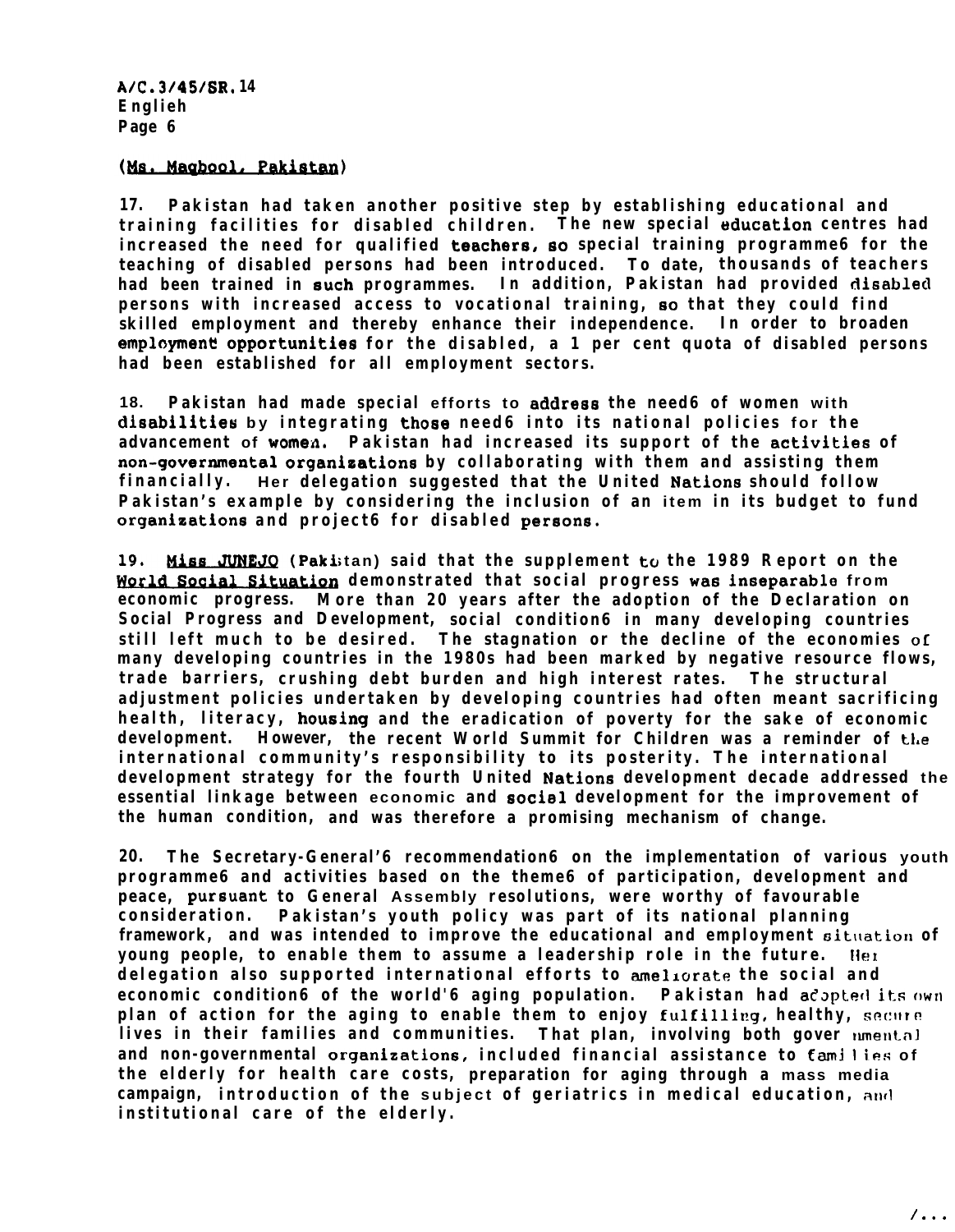(Ms. Maqbool, Pakistan)

17. Pakistan had taken another positive step by establishing educational and training facilities for disabled children. The new special education centres had increased the need for qualified teachers, so special training programme6 for the teaching of disabled persons had been introduced. To date, thousands of teachers had been trained in such programmes. In addition, Pakistan had provided disabled persons with increased access to vocational training, so that they could find skilled employment and thereby enhance their independence. In order to broaden employment opportunities for the disabled, a 1 per cent quota of disabled persons had been established for all employment sectors.

18. Pakistan had made special efforts to address the need6 of women with disabilities by integrating those need6 into its national policies for the advancement of women. Pakistan had increased its support of the activities of non-governmental organizations by collaborating with them and assisting them financially. Her delegation suggested that the United Nations should follow Pakistan's example by considering the inclusion of an item in its budget to fund organizations and project6 for disabled persons.

19. Miss JUNEJO (Pakistan) said that the supplement to the 1989 Report on the World Social Situation demonstrated that social progress was inseparable from economic progress. More than 20 years after the adoption of the Declaration on Social Progress and Development, social condition6 in many developing countries still left much to be desired. The stagnation or the decline of the economies of many developing countries in the 1980s had been marked by negative resource flows, trade barriers, crushing debt burden and high interest rates. The structural adjustment policies undertaken by developing countries had often meant sacrificing health, literacy, housing and the eradication of poverty for the sake of economic development. However, the recent World Summit for Children was a reminder of the international community's responsibility to its posterity. The international development strategy for the fourth United Nations development decade addressed the essential linkage between economic and social development for the improvement of the human condition, and was therefore a promising mechanism of change.

20. The Secretary-General'6 recommendation6 on the implementation of various youth programme6 and activities based on the theme6 of participation, development and peace, pursuant to General Assembly resolutions, were worthy of favourable consideration. Pakistan's youth policy was part of its national planning framework, and was intended to improve the educational and employment situation of young people, to enable them to assume a leadership role in the future. Her delegation also supported international efforts to ameliorate the social and economic condition6 of the world'6 aging population. Pakistan had adopted its own plan of action for the aging to enable them to enjoy fulfilling, healthy, secure lives in their families and communities. That plan, involving both governmental and non-governmental organizations, included financial assistance to families of the elderly for health care costs, preparation for aging through a mass media campaign, introduction of the subject of geriatrics in medical education, and institutional care of the elderly.

/...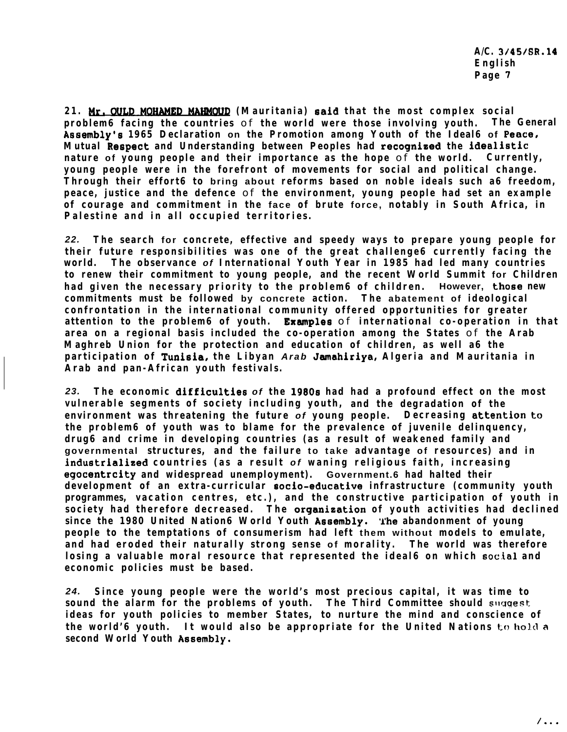21. Mr. OULD MOHAMED MAHMOUD (Mauritania) said that the most complex social problems facing the countries of the world were those involving youth. The General Assembly's 1965 Declaration on the Promotion among Youth of the Ideals of Peace, Mutual Respect and Understanding between Peoples had recognized the idealistic nature of young people and their importance as the hope of the world. Currently, young people were in the forefront of movements for social and political change. Through their efforts to bring about reforms based on noble ideals such as freedom, peace, justice and the defence of the environment, young people had set an example of courage and commitment in the face of brute force, notably in South Africa, in Palestine and in all occupied territories.

22. The search for concrete, effective and speedy ways to prepare young people for their future responsibilities was one of the great challenges currently facing the world. The observance of International Youth Year in 1985 had led many countries to renew their commitment to young people, and the recent World Summit for Children had given the necessary priority to the problems of children. However, those new commitments must be followed by concrete action. The abatement of ideological confrontation in the international community offered opportunities for greater attention to the problems of youth. Examples of international co-operation in that area on a regional basis included the co-operation among the States of the Arab Maghreb Union for the protection and education of children, as well as the participation of Tunisia, the Libyan *Arab* Jamahiriya, Algeria and Mauritania in Arab and pan-African youth festivals.

23. The economic difficulties of the 1980s had had a profound effect on the most vulnerable segments of society including youth, and the degradation of the environment was threatening the future of young people. Decreasing attention to the problems of youth was to blame for the prevalence of juvenile delinquency, drugs and crime in developing countries (as a result of weakened family and governmental structures, and the failure to take advantage of resources) and in industrialized countries (as a result of waning religious faith, increasing egocentricity and widespread unemployment). Governments had halted their development of an extra-curricular socio-educative infrastructure (community youth programmes, vacation centres, etc.), and the constructive participation of youth in society had therefore decreased. The organization of youth activities had declined since the 1980 United Nations World Youth Assembly. The abandonment of young people to the temptations of consumerism had left them without models to emulate, and had eroded their naturally strong sense of morality. The world was therefore losing a valuable moral resource that represented the ideals on which social and economic policies must be based.

24. Since young people were the world's most precious capital, it was time to sound the alarm for the problems of youth. The Third Committee should suggest ideas for youth policies to member States, to nurture the mind and conscience of the world's youth. It would also be appropriate for the United Nations to hold a second World Youth Assembly.

/...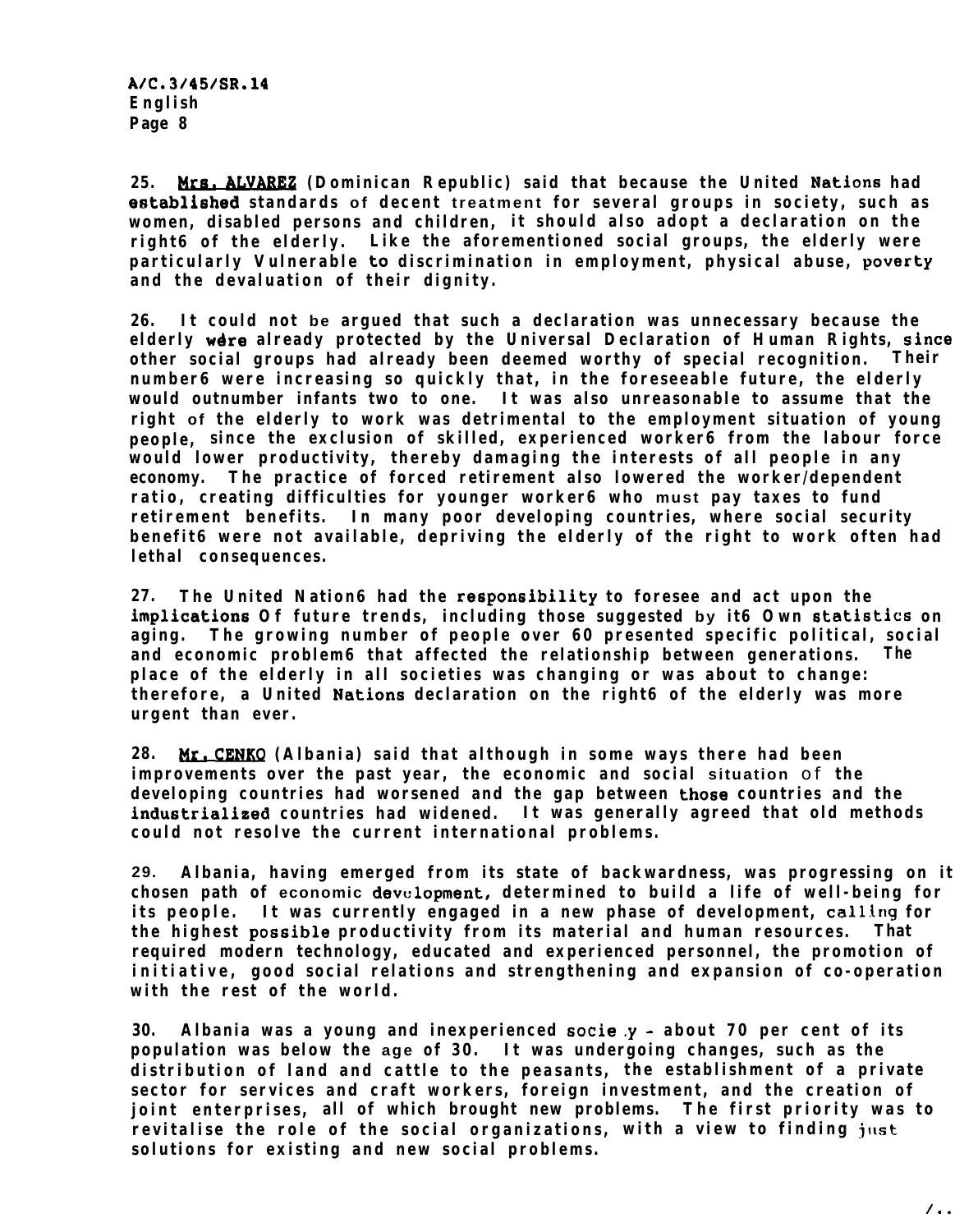25. Mrs. ALVAREZ (Dominican Republic) said that because the United Nations had established standards of decent treatment for several groups in society, such as women, disabled persons and children, it should also adopt a declaration on the right6 of the elderly. Like the aforementioned social groups, the elderly were particularly Vulnerable to discrimination in employment, physical abuse, poverty and the devaluation of their dignity.

26. It could not be argued that such a declaration was unnecessary because the elderly were already protected by the Universal Declaration of Human Rights, since other social groups had already been deemed worthy of special recognition. Their number6 were increasing so quickly that, in the foreseeable future, the elderly would outnumber infants two to one. It was also unreasonable to assume that the right of the elderly to work was detrimental to the employment situation of young people, since the exclusion of skilled, experienced worker6 from the labour force would lower productivity, thereby damaging the interests of all people in any economy. The practice of forced retirement also lowered the worker/dependent ratio, creating difficulties for younger worker6 who must pay taxes to fund retirement benefits. In many poor developing countries, where social security benefit6 were not available, depriving the elderly of the right to work often had lethal consequences.

27. The United Nation6 had the responsibility to foresee and act upon the implications Of future trends, including those suggested by it6 Own statistics on aging. The growing number of people over 60 presented specific political, social and economic problem6 that affected the relationship between generations. The place of the elderly in all societies was changing or was about to change: therefore, a United Nations declaration on the right6 of the elderly was more urgent than ever.

28. Mr. CENKO (Albania) said that although in some ways there had been improvements over the past year, the economic and social situation of the developing countries had worsened and the gap between those countries and the industrialized countries had widened. It was generally agreed that old methods could not resolve the current international problems.

29. Albania, having emerged from its state of backwardness, was progressing on it chosen path of economic development, determined to build a life of well-being for its people. It was currently engaged in a new phase of development, calling for the highest possible productivity from its material and human resources. That required modern technology, educated and experienced personnel, the promotion of initiative, good social relations and strengthening and expansion of co-operation with the rest of the world.

30. Albania was a young and inexperienced socie .y - about 70 per cent of its population was below the age of 30. It was undergoing changes, such as the distribution of land and cattle to the peasants, the establishment of a private sector for services and craft workers, foreign investment, and the creation of joint enterprises, all of which brought new problems. The first priority was to revitalise the role of the social organizations, with a view to finding just solutions for existing and new social problems.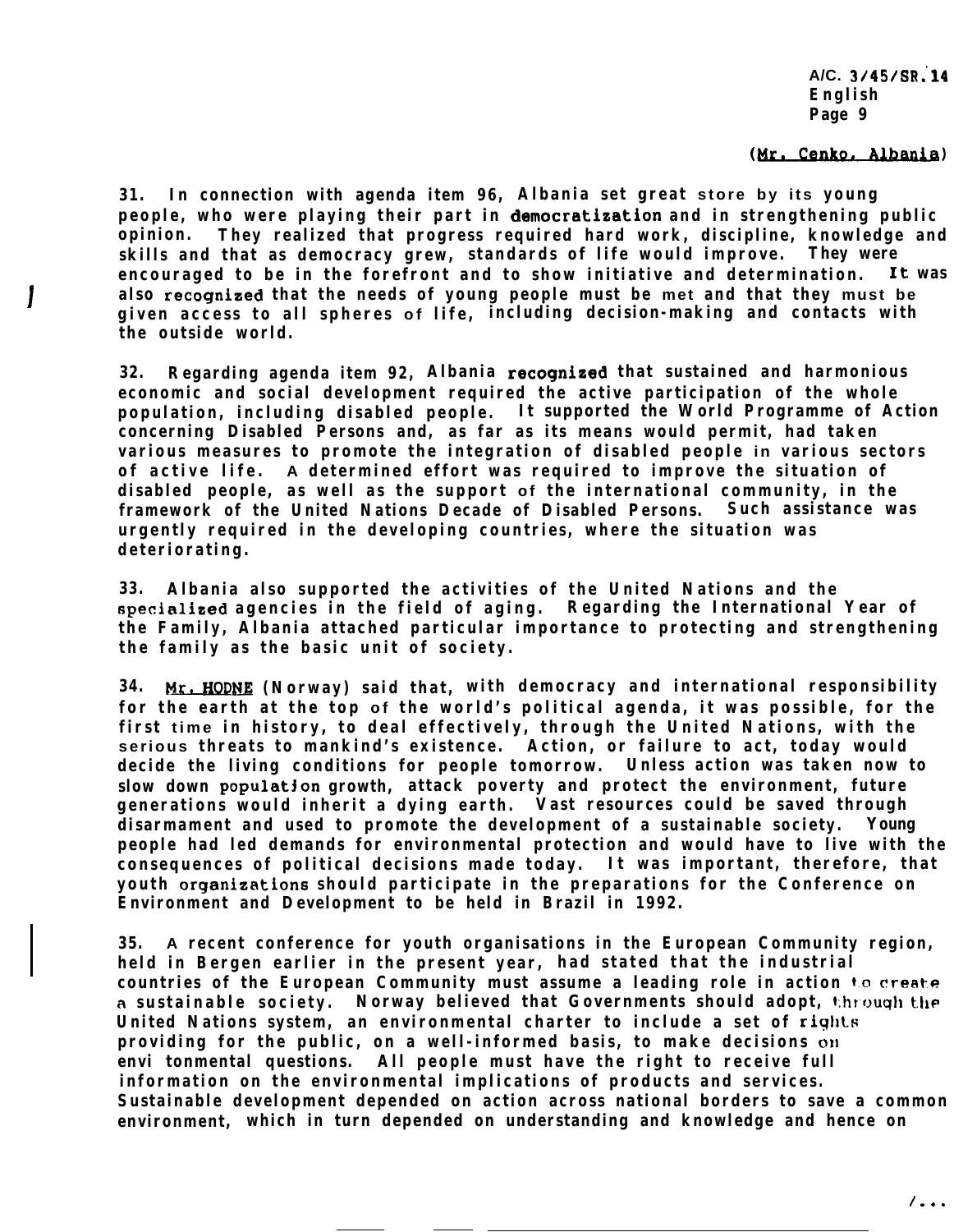(Mr. Cenko, Albania)

31. In connection with agenda item 96, Albania set great store by its young people, who were playing their part in democratization and in strengthening public opinion. They realized that progress required hard work, discipline, knowledge and skills and that as democracy grew, standards of life would improve. They were encouraged to be in the forefront and to show initiative and determination. It was also recognized that the needs of young people must be met and that they must be given access to all spheres of life, including decision-making and contacts with the outside world.

32. Regarding agenda item 92, Albania recognized that sustained and harmonious economic and social development required the active participation of the whole population, including disabled people. It supported the World Programme of Action concerning Disabled Persons and, as far as its means would permit, had taken various measures to promote the integration of disabled people in various sectors of active life. A determined effort was required to improve the situation of disabled people, as well as the support of the international community, in the framework of the United Nations Decade of Disabled Persons. Such assistance was urgently required in the developing countries, where the situation was deteriorating.

33. Albania also supported the activities of the United Nations and the specialized agencies in the field of aging. Regarding the International Year of the Family, Albania attached particular importance to protecting and strengthening the family as the basic unit of society.

34. Mr. HODNE (Norway) said that, with democracy and international responsibility for the earth at the top of the world's political agenda, it was possible, for the first time in history, to deal effectively, through the United Nations, with the serious threats to mankind's existence. Action, or failure to act, today would decide the living conditions for people tomorrow. Unless action was taken now to slow down population growth, attack poverty and protect the environment, future generations would inherit a dying earth. Vast resources could be saved through disarmament and used to promote the development of a sustainable society. Young people had led demands for environmental protection and would have to live with the consequences of political decisions made today. It was important, therefore, that youth organizations should participate in the preparations for the Conference on Environment and Development to be held in Brazil in 1992.

35. A recent conference for youth organisations in the European Community region, held in Bergen earlier in the present year, had stated that the industrial countries of the European Community must assume a leading role in action to create a sustainable society. Norway believed that Governments should adopt, through the United Nations system, an environmental charter to include a set of rights providing for the public, on a well-informed basis, to make decisions on envi tonmental questions. All people must have the right to receive full information on the environmental implications of products and services. Sustainable development depended on action across national borders to save a common environment, which in turn depended on understanding and knowledge and hence on

/...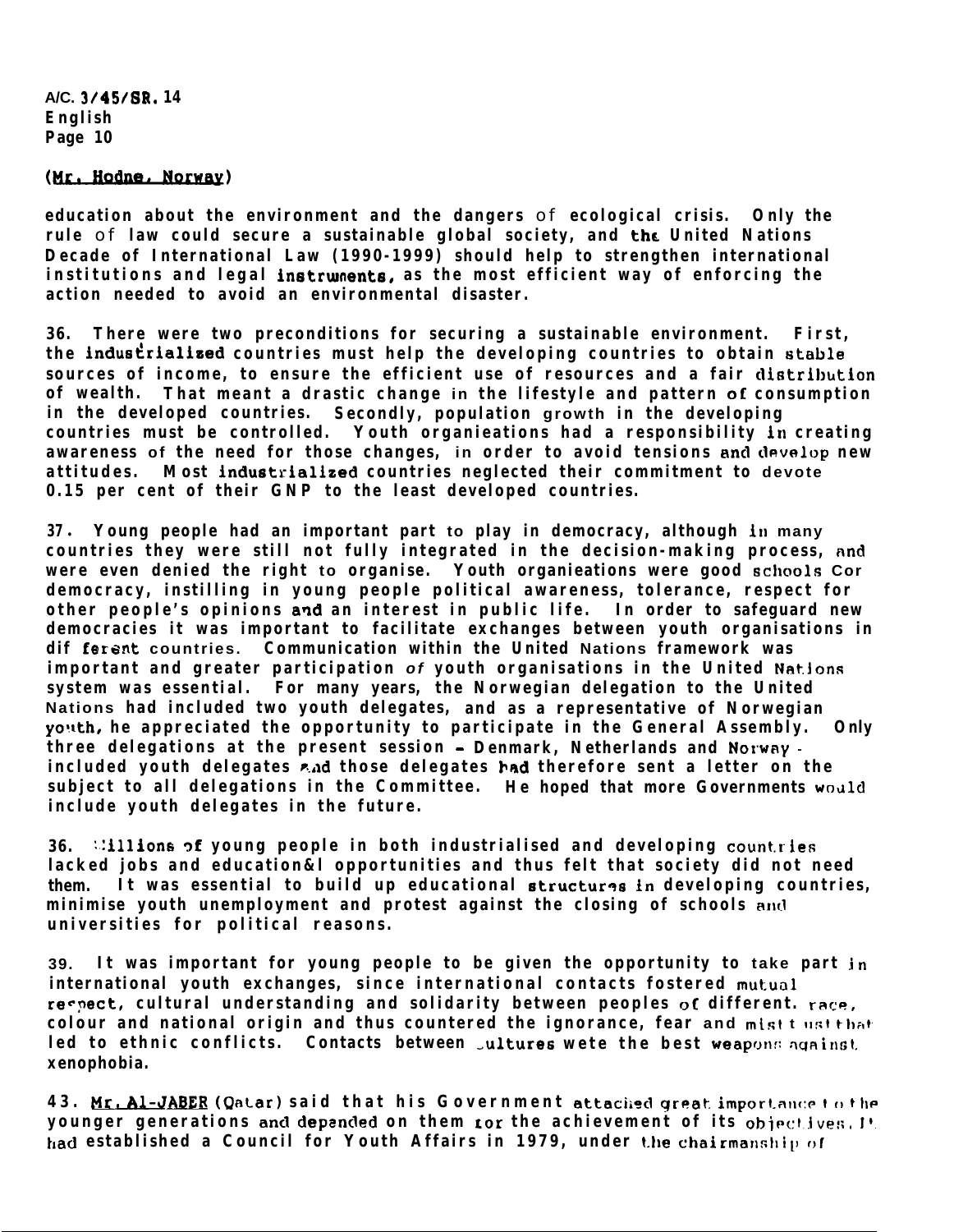(Mr. Hodne, Norway)

education about the environment and the dangers of ecological crisis. Only the rule of law could secure a sustainable global society, and the United Nations Decade of International Law (1990-1999) should help to strengthen international institutions and legal instruments, as the most efficient way of enforcing the action needed to avoid an environmental disaster.

36. There were two preconditions for securing a sustainable environment. First, the industrialized countries must help the developing countries to obtain stable sources of income, to ensure the efficient use of resources and a fair distribution of wealth. That meant a drastic change in the lifestyle and pattern of consumption in the developed countries. Secondly, population growth in the developing countries must be controlled. Youth organieations had a responsibility in creating awareness of the need for those changes, in order to avoid tensions and develop new attitudes. Most industrialized countries neglected their commitment to devote 0.15 per cent of their GNP to the least developed countries.

37. Young people had an important part to play in democracy, although in many countries they were still not fully integrated in the decision-making process, and were even denied the right to organise. Youth organieations were good schools for democracy, instilling in young people political awareness, tolerance, respect for other people's opinions and an interest in public life. In order to safeguard new democracies it was important to facilitate exchanges between youth organisations in different countries. Communication within the United Nations framework was important and greater participation of youth organisations in the United Nations system was essential. For many years, the Norwegian delegation to the United Nations had included two youth delegates, and as a representative of Norwegian youth, he appreciated the opportunity to participate in the General Assembly. Only three delegations at the present session - Denmark, Netherlands and Norway - included youth delegates and those delegates had therefore sent a letter on the subject to all delegations in the Committee. He hoped that more Governments would include youth delegates in the future.

36. Millions of young people in both industrialised and developing countries lacked jobs and educational opportunities and thus felt that society did not need them. It was essential to build up educational structures in developing countries, minimise youth unemployment and protest against the closing of schools and universities for political reasons.

39. It was important for young people to be given the opportunity to take part in international youth exchanges, since international contacts fostered mutual respect, cultural understanding and solidarity between peoples of different race, colour and national origin and thus countered the ignorance, fear and mistrust that led to ethnic conflicts. Contacts between cultures were the best weapons against xenophobia.

43. Mr. Al-JABER (Qatar) said that his Government attached great importance to the younger generations and depended on them for the achievement of its objectives. It had established a Council for Youth Affairs in 1979, under the chairmanship of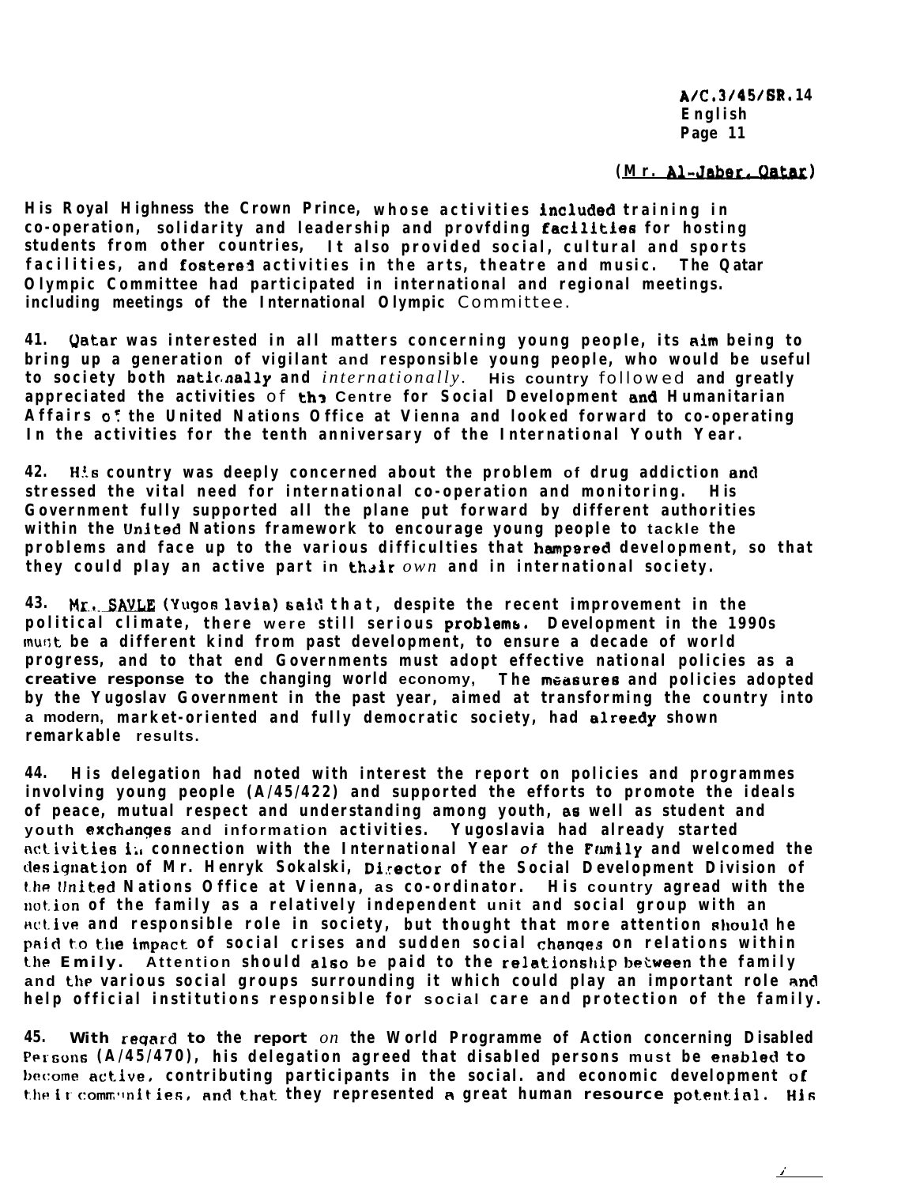(Mr. Al-Jaber, Qatar)

His Royal Highness the Crown Prince, whose activities included training in co-operation, solidarity and leadership and provfding facilities for hosting students from other countries, It also provided social, cultural and sports facilities, and fostered activities in the arts, theatre and music. The Qatar Olympic Committee had participated in international and regional meetings. including meetings of the International Olympic Committee.

41. Qatar was interested in all matters concerning young people, its aim being to bring up a generation of vigilant and responsible young people, who would be useful to society both nationally and internationally. His country followed and greatly appreciated the activities of the Centre for Social Development and Humanitarian Affairs of the United Nations Office at Vienna and looked forward to co-operating In the activities for the tenth anniversary of the International Youth Year.

42. His country was deeply concerned about the problem of drug addiction and stressed the vital need for international co-operation and monitoring. His Government fully supported all the plane put forward by different authorities within the United Nations framework to encourage young people to tackle the problems and face up to the various difficulties that hampered development, so that they could play an active part in their own and in international society.

43. Mr. SAVLE (Yugoslavia) said that, despite the recent improvement in the political climate, there were still serious problems. Development in the 1990s must be a different kind from past development, to ensure a decade of world progress, and to that end Governments must adopt effective national policies as a creative response to the changing world economy, The measures and policies adopted by the Yugoslav Government in the past year, aimed at transforming the country into a modern, market-oriented and fully democratic society, had already shown remarkable results.

44. His delegation had noted with interest the report on policies and programmes involving young people (A/45/422) and supported the efforts to promote the ideals of peace, mutual respect and understanding among youth, as well as student and youth exchanges and information activities. Yugoslavia had already started activities in connection with the International Year of the Family and welcomed the designation of Mr. Henryk Sokalski, Director of the Social Development Division of the United Nations Office at Vienna, as co-ordinator. His country agread with the notion of the family as a relatively independent unit and social group with an active and responsible role in society, but thought that more attention should he paid to the impact of social crises and sudden social changes on relations within the Emily. Attention should also be paid to the relationship between the family and the various social groups surrounding it which could play an important role and help official institutions responsible for social care and protection of the family.

45. With regard to the report on the World Programme of Action concerning Disabled Persons (A/45/470), his delegation agreed that disabled persons must be enabled to become active, contributing participants in the social. and economic development of their communities, and that they represented a great human resource potential. His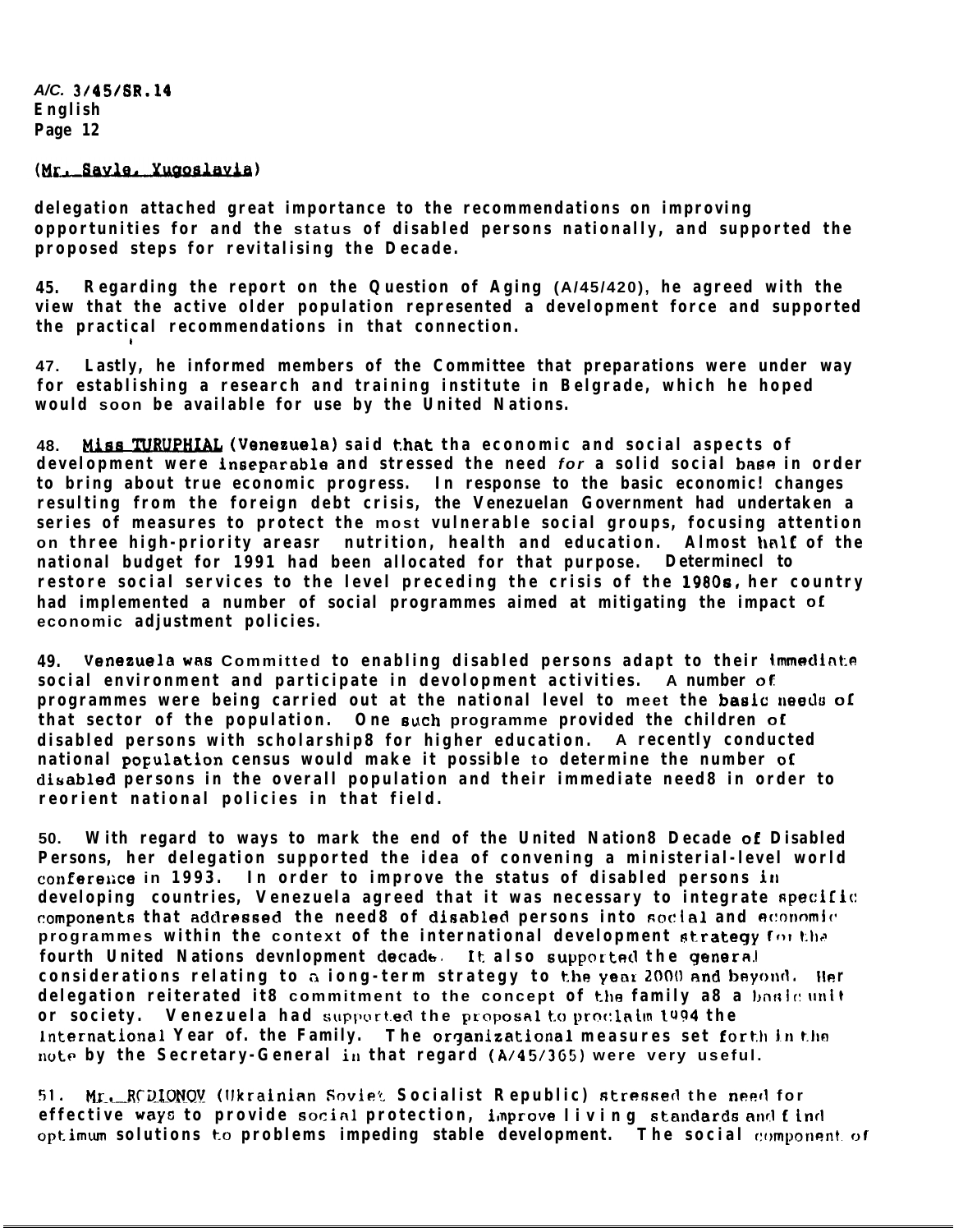(Mr. Savle, Yugoslavia)

delegation attached great importance to the recommendations on improving opportunities for and the status of disabled persons nationally, and supported the proposed steps for revitalising the Decade.

45. Regarding the report on the Question of Aging (A/45/420), he agreed with the view that the active older population represented a development force and supported the practical recommendations in that connection.

47. Lastly, he informed members of the Committee that preparations were under way for establishing a research and training institute in Belgrade, which he hoped would soon be available for use by the United Nations.

48. Miss TURUPHIAL (Venezuela) said that tha economic and social aspects of development were inseparable and stressed the need *for* a solid social base in order to bring about true economic progress. In response to the basic economic! changes resulting from the foreign debt crisis, the Venezuelan Government had undertaken a series of measures to protect the most vulnerable social groups, focusing attention on three high-priority areasr nutrition, health and education. Almost half of the national budget for 1991 had been allocated for that purpose. Determinecl to restore social services to the level preceding the crisis of the 1980s, her country had implemented a number of social programmes aimed at mitigating the impact of economic adjustment policies.

49. Venezuela was Committed to enabling disabled persons adapt to their immediate social environment and participate in devolopment activities. A number of programmes were being carried out at the national level to meet the basic needs of that sector of the population. One such programme provided the children of disabled persons with scholarship8 for higher education. A recently conducted national population census would make it possible to determine the number of disabled persons in the overall population and their immediate need8 in order to reorient national policies in that field.

50. With regard to ways to mark the end of the United Nation8 Decade of Disabled Persons, her delegation supported the idea of convening a ministerial-level world conference in 1993. In order to improve the status of disabled persons in developing countries, Venezuela agreed that it was necessary to integrate specific components that addressed the need8 of disabled persons into social and economic programmes within the context of the international development strategy for the fourth United Nations devnlopment decade. It also supported the general considerations relating to a iong-term strategy to the year 2000 and beyond. Her delegation reiterated it8 commitment to the concept of the family a8 a basic unit or society. Venezuela had supported the proposal to proclaim 1994 the International Year of. the Family. The organizational measures set forth in the note by the Secretary-General in that regard (A/45/365) were very useful.

51. Mr. RODIONOV (Ukrainian Soviet Socialist Republic) stressed the need for effective ways to provide social protection, improve living standards and find optimum solutions to problems impeding stable development. The social component of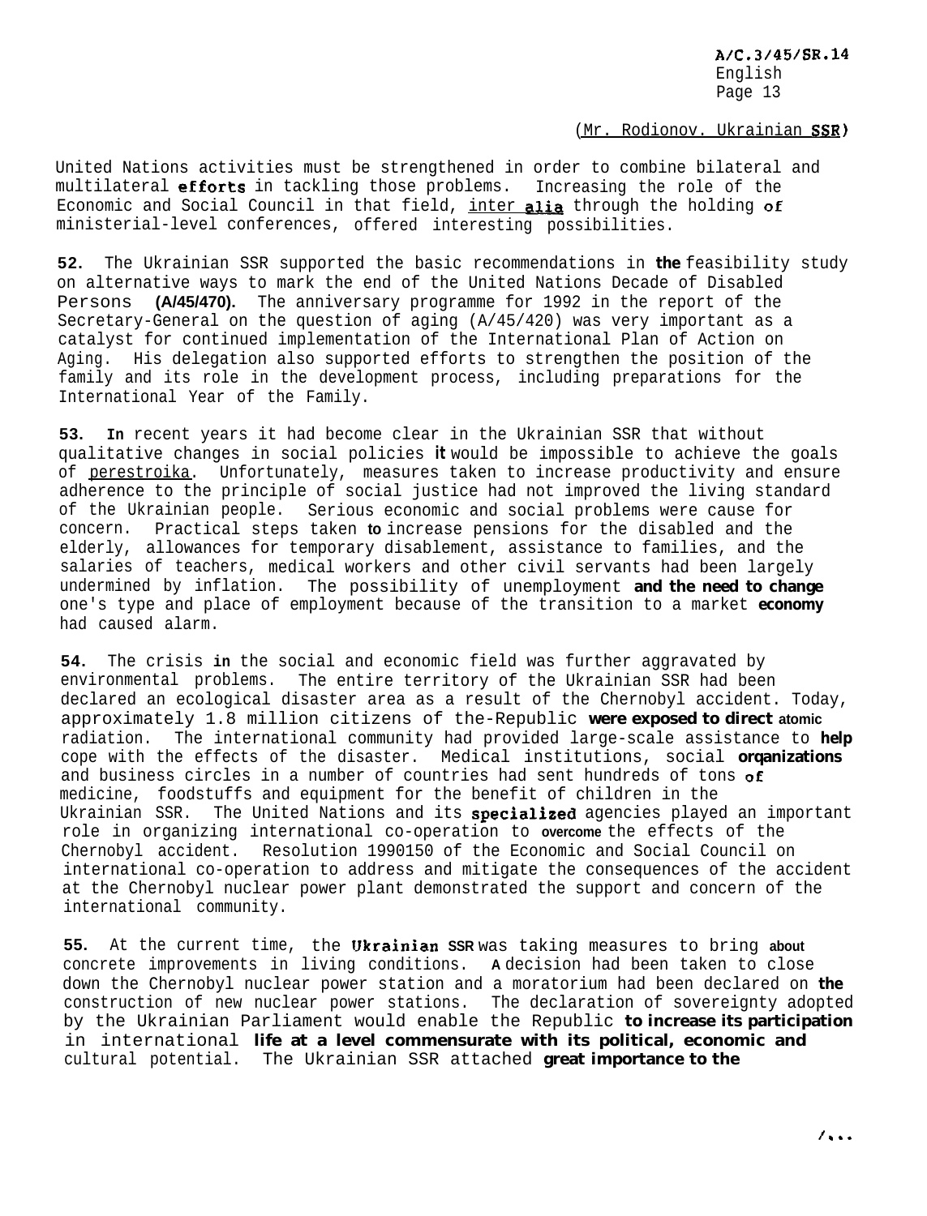(Mr. Rodionov, Ukrainian SSR)

United Nations activities must be strengthened in order to combine bilateral and multilateral efforts in tackling those problems. Increasing the role of the Economic and Social Council in that field, inter alia through the holding of ministerial-level conferences, offered interesting possibilities.

52. The Ukrainian SSR supported the basic recommendations in the feasibility study on alternative ways to mark the end of the United Nations Decade of Disabled Persons (A/45/470). The anniversary programme for 1992 in the report of the Secretary-General on the question of aging (A/45/420) was very important as a catalyst for continued implementation of the International Plan of Action on Aging. His delegation also supported efforts to strengthen the position of the family and its role in the development process, including preparations for the International Year of the Family.

53. In recent years it had become clear in the Ukrainian SSR that without qualitative changes in social policies it would be impossible to achieve the goals of perestroika. Unfortunately, measures taken to increase productivity and ensure adherence to the principle of social justice had not improved the living standard of the Ukrainian people. Serious economic and social problems were cause for concern. Practical steps taken to increase pensions for the disabled and the elderly, allowances for temporary disablement, assistance to families, and the salaries of teachers, medical workers and other civil servants had been largely undermined by inflation. The possibility of unemployment and the need to change one's type and place of employment because of the transition to a market economy had caused alarm.

54. The crisis in the social and economic field was further aggravated by environmental problems. The entire territory of the Ukrainian SSR had been declared an ecological disaster area as a result of the Chernobyl accident. Today, approximately 1.8 million citizens of the Republic were exposed to direct atomic radiation. The international community had provided large-scale assistance to help cope with the effects of the disaster. Medical institutions, social organizations and business circles in a number of countries had sent hundreds of tons of medicine, foodstuffs and equipment for the benefit of children in the Ukrainian SSR. The United Nations and its specialized agencies played an important role in organizing international co-operation to overcome the effects of the Chernobyl accident. Resolution 1990150 of the Economic and Social Council on international co-operation to address and mitigate the consequences of the accident at the Chernobyl nuclear power plant demonstrated the support and concern of the international community.

55. At the current time, the Ukrainian SSR was taking measures to bring about concrete improvements in living conditions. A decision had been taken to close down the Chernobyl nuclear power station and a moratorium had been declared on the construction of new nuclear power stations. The declaration of sovereignty adopted by the Ukrainian Parliament would enable the Republic to increase its participation in international life at a level commensurate with its political, economic and cultural potential. The Ukrainian SSR attached great importance to the

/...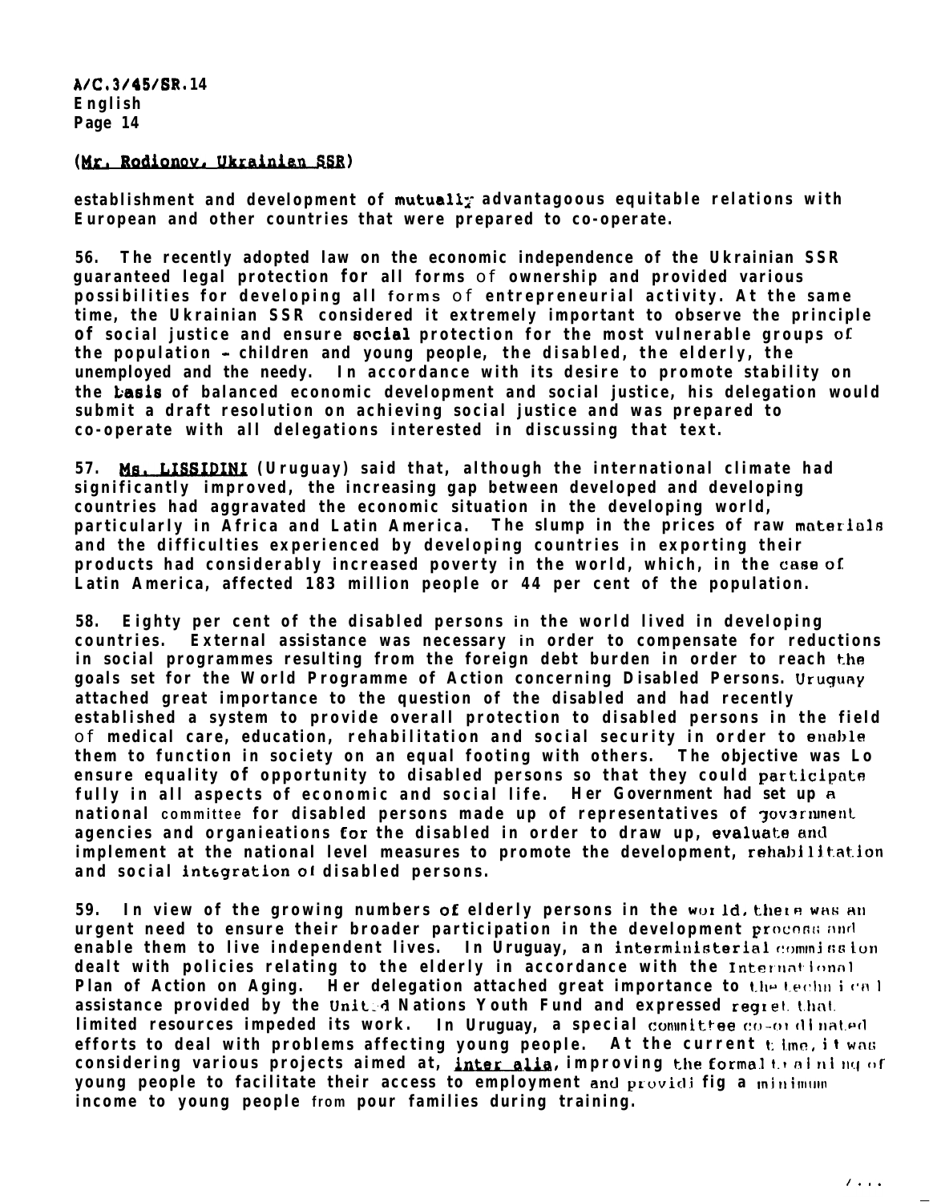(Mr. Rodionov, Ukrainian SSR)

establishment and development of mutually advantageous equitable relations with European and other countries that were prepared to co-operate.

56. The recently adopted law on the economic independence of the Ukrainian SSR guaranteed legal protection for all forms of ownership and provided various possibilities for developing all forms of entrepreneurial activity. At the same time, the Ukrainian SSR considered it extremely important to observe the principle of social justice and ensure social protection for the most vulnerable groups of the population - children and young people, the disabled, the elderly, the unemployed and the needy. In accordance with its desire to promote stability on the basis of balanced economic development and social justice, his delegation would submit a draft resolution on achieving social justice and was prepared to co-operate with all delegations interested in discussing that text.

57. Ms. LISSIDINI (Uruguay) said that, although the international climate had significantly improved, the increasing gap between developed and developing countries had aggravated the economic situation in the developing world, particularly in Africa and Latin America. The slump in the prices of raw materials and the difficulties experienced by developing countries in exporting their products had considerably increased poverty in the world, which, in the case of Latin America, affected 183 million people or 44 per cent of the population.

58. Eighty per cent of the disabled persons in the world lived in developing countries. External assistance was necessary in order to compensate for reductions in social programmes resulting from the foreign debt burden in order to reach the goals set for the World Programme of Action concerning Disabled Persons. Uruguay attached great importance to the question of the disabled and had recently established a system to provide overall protection to disabled persons in the field of medical care, education, rehabilitation and social security in order to enable them to function in society on an equal footing with others. The objective was to ensure equality of opportunity to disabled persons so that they could participate fully in all aspects of economic and social life. Her Government had set up a national committee for disabled persons made up of representatives of government agencies and organizations for the disabled in order to draw up, evaluate and implement at the national level measures to promote the development, rehabilitation and social integration of disabled persons.

59. In view of the growing numbers of elderly persons in the world, there was an urgent need to ensure their broader participation in the development process and enable them to live independent lives. In Uruguay, an interministerial commission dealt with policies relating to the elderly in accordance with the International Plan of Action on Aging. Her delegation attached great importance to the technical assistance provided by the United Nations Youth Fund and expressed regret that limited resources impeded its work. In Uruguay, a special committee co-ordinated efforts to deal with problems affecting young people. At the current time, it was considering various projects aimed at, *inter alia*, improving the formal training of young people to facilitate their access to employment and providing a minimum income to young people from poor families during training.

/...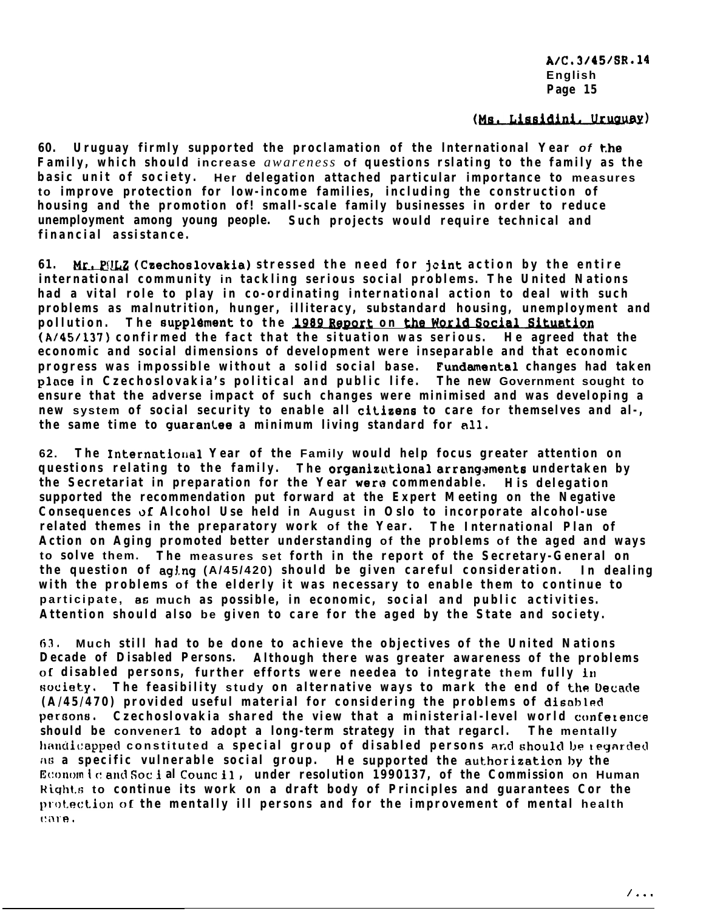(Ms. Lissidini, Uruguay)

60. Uruguay firmly supported the proclamation of the International Year of the Family, which should increase *awareness* of questions rslating to the family as the basic unit of society. Her delegation attached particular importance to measures to improve protection for low-income families, including the construction of housing and the promotion of! small-scale family businesses in order to reduce unemployment among young people. Such projects would require technical and financial assistance.

61. Mr. PULZ (Czechoslovakia) stressed the need for joint action by the entire international community in tackling serious social problems. The United Nations had a vital role to play in co-ordinating international action to deal with such problems as malnutrition, hunger, illiteracy, substandard housing, unemployment and pollution. The supplement to the 1989 Report on the World Social Situation (A/45/137) confirmed the fact that the situation was serious. He agreed that the economic and social dimensions of development were inseparable and that economic progress was impossible without a solid social base. Fundamental changes had taken place in Czechoslovakia's political and public life. The new Government sought to ensure that the adverse impact of such changes were minimised and was developing a new system of social security to enable all citizens to care for themselves and al-, the same time to guarantee a minimum living standard for all.

62. The International Year of the Family would help focus greater attention on questions relating to the family. The organizational arrangements undertaken by the Secretariat in preparation for the Year were commendable. His delegation supported the recommendation put forward at the Expert Meeting on the Negative Consequences of Alcohol Use held in August in Oslo to incorporate alcohol-use related themes in the preparatory work of the Year. The International Plan of Action on Aging promoted better understanding of the problems of the aged and ways to solve them. The measures set forth in the report of the Secretary-General on the question of aging (A/45/420) should be given careful consideration. In dealing with the problems of the elderly it was necessary to enable them to continue to participate, as much as possible, in economic, social and public activities. Attention should also be given to care for the aged by the State and society.

63. Much still had to be done to achieve the objectives of the United Nations Decade of Disabled Persons. Although there was greater awareness of the problems of disabled persons, further efforts were needea to integrate them fully in society. The feasibility study on alternative ways to mark the end of the Decade (A/45/470) provided useful material for considering the problems of disabled persons. Czechoslovakia shared the view that a ministerial-level world conference should be convenerl to adopt a long-term strategy in that regarcl. The mentally handicapped constituted a special group of disabled persons and should be regarded as a specific vulnerable social group. He supported the authorization by the Economic and Social Council, under resolution 1990/37, of the Commission on Human Rights to continue its work on a draft body of Principles and guarantees for the protection of the mentally ill persons and for the improvement of mental health care.

/...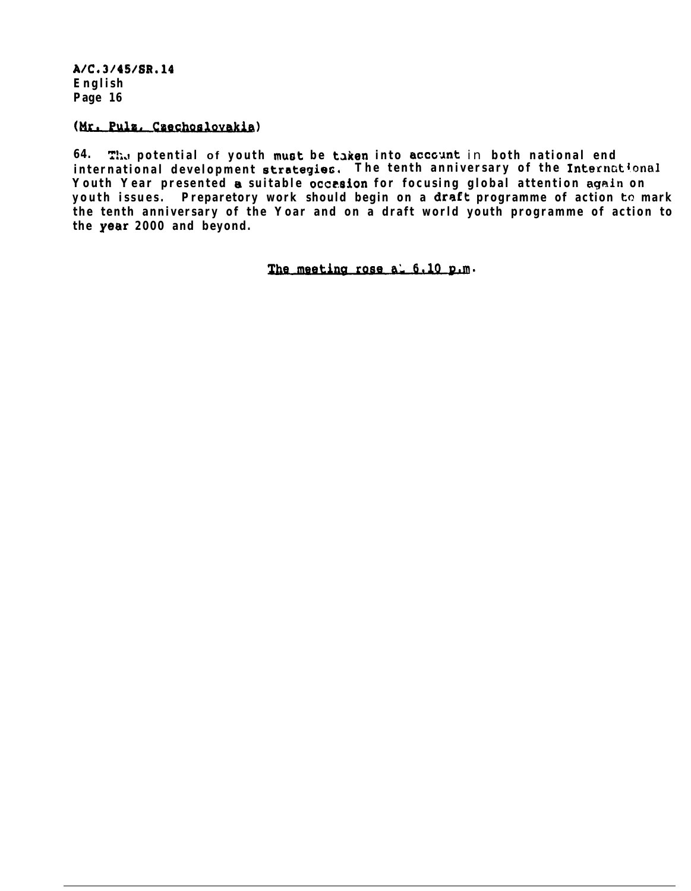(Mr. Pulz, Czechoslovakia)

64. The potential of youth must be taken into account in both national end international development strategies. The tenth anniversary of the International Youth Year presented a suitable occasion for focusing global attention again on youth issues. Preparetory work should begin on a draft programme of action to mark the tenth anniversary of the Yoar and on a draft world youth programme of action to the year 2000 and beyond.

The meeting rose at 6.10 p.m.